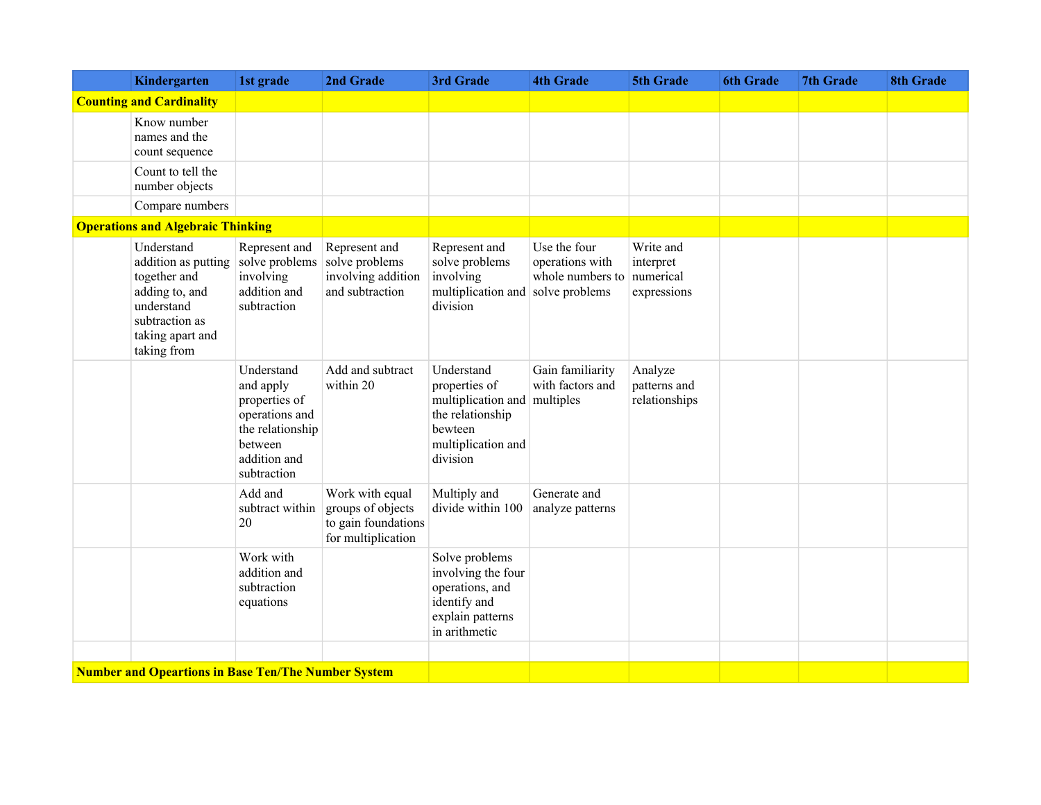| | Kindergarten | 1st grade | 2nd Grade | 3rd Grade | 4th Grade | 5th Grade | 6th Grade | 7th Grade | 8th Grade |
|---|---|---|---|---|---|---|---|---|---|
| **Counting and Cardinality** | | | | | | | | | |
| | Know number names and the count sequence | | | | | | | | |
| | Count to tell the number objects | | | | | | | | |
| | Compare numbers | | | | | | | | |
| **Operations and Algebraic Thinking** | | | | | | | | | |
| | Understand addition as putting together and adding to, and understand subtraction as taking apart and taking from | Represent and solve problems involving addition and subtraction | Represent and solve problems involving addition and subtraction | Represent and solve problems involving multiplication and division | Use the four operations with whole numbers to solve problems | Write and interpret numerical expressions | | | |
| | | Understand and apply properties of operations and the relationship between addition and subtraction | Add and subtract within 20 | Understand properties of multiplication and the relationship bewteen multiplication and division | Gain familiarity with factors and multiples | Analyze patterns and relationships | | | |
| | | Add and subtract within 20 | Work with equal groups of objects to gain foundations for multiplication | Multiply and divide within 100 | Generate and analyze patterns | | | | |
| | | Work with addition and subtraction equations | | Solve problems involving the four operations, and identify and explain patterns in arithmetic | | | | | |
| | | | | | | | | | |
| **Number and Opeartions in Base Ten/The Number System** | | | | | | | | | |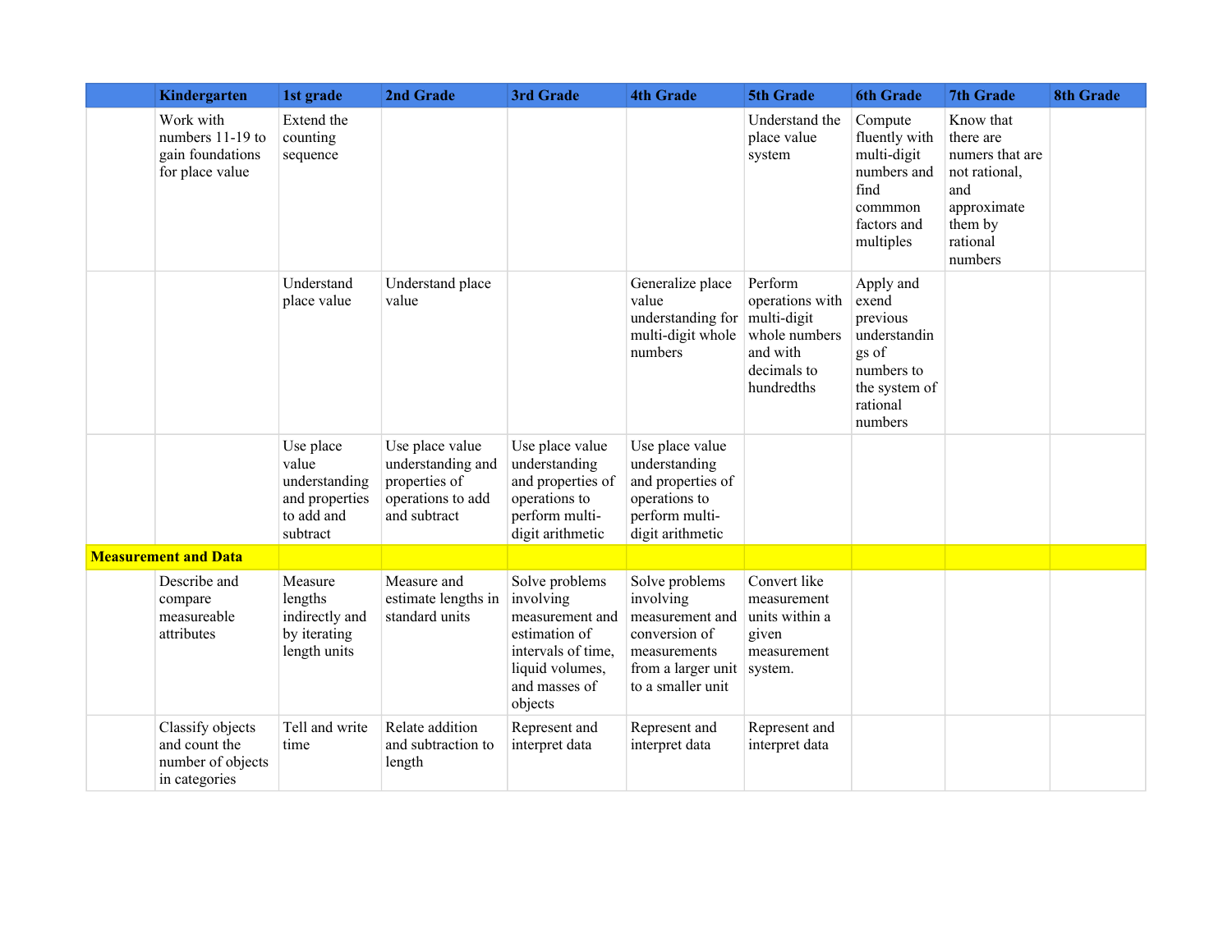| | Kindergarten | 1st grade | 2nd Grade | 3rd Grade | 4th Grade | 5th Grade | 6th Grade | 7th Grade | 8th Grade |
|---|---|---|---|---|---|---|---|---|---|
| | Work with numbers 11-19 to gain foundations for place value | Extend the counting sequence | | | | Understand the place value system | Compute fluently with multi-digit numbers and find commmon factors and multiples | Know that there are numers that are not rational, and approximate them by rational numbers | |
| | | Understand place value | Understand place value | | Generalize place value understanding for multi-digit whole numbers | Perform operations with multi-digit whole numbers and with decimals to hundredths | Apply and exend previous understandings of numbers to the system of rational numbers | | |
| | | Use place value understanding and properties to add and subtract | Use place value understanding and properties of operations to add and subtract | Use place value understanding and properties of operations to perform multi-digit arithmetic | Use place value understanding and properties of operations to perform multi-digit arithmetic | | | | |
| **Measurement and Data** | | | | | | | | | |
| | Describe and compare measureable attributes | Measure lengths indirectly and by iterating length units | Measure and estimate lengths in standard units | Solve problems involving measurement and estimation of intervals of time, liquid volumes, and masses of objects | Solve problems involving measurement and conversion of measurements from a larger unit to a smaller unit | Convert like measurement units within a given measurement system. | | | |
| | Classify objects and count the number of objects in categories | Tell and write time | Relate addition and subtraction to length | Represent and interpret data | Represent and interpret data | Represent and interpret data | | | |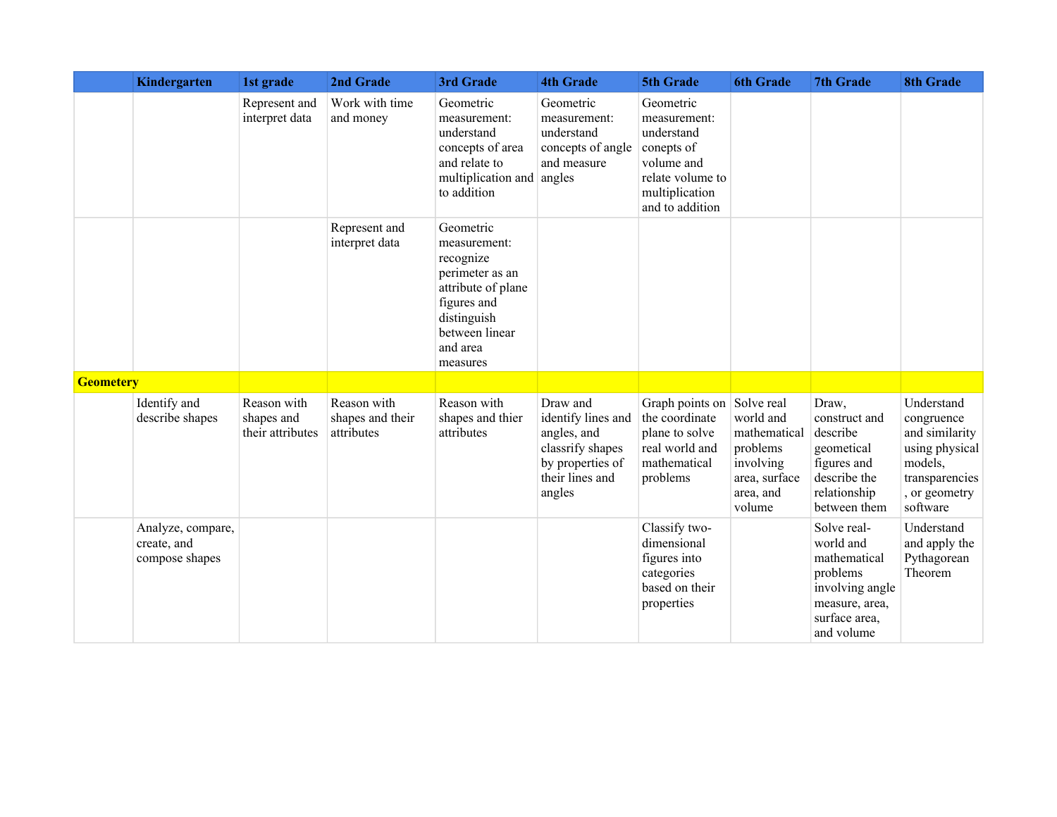| | Kindergarten | 1st grade | 2nd Grade | 3rd Grade | 4th Grade | 5th Grade | 6th Grade | 7th Grade | 8th Grade |
|---|---|---|---|---|---|---|---|---|---|
| | | Represent and interpret data | Work with time and money | Geometric measurement: understand concepts of area and relate to multiplication and to addition | Geometric measurement: understand concepts of angle and measure angles | Geometric measurement: understand conepts of volume and relate volume to multiplication and to addition | | | |
| | | | Represent and interpret data | Geometric measurement: recognize perimeter as an attribute of plane figures and distinguish between linear and area measures | | | | | |
| **Geometery** | | | | | | | | | |
| | Identify and describe shapes | Reason with shapes and their attributes | Reason with shapes and their attributes | Reason with shapes and thier attributes | Draw and identify lines and angles, and classrify shapes by properties of their lines and angles | Graph points on the coordinate plane to solve real world and mathematical problems | Solve real world and mathematical problems involving area, surface area, and volume | Draw, construct and describe geometical figures and describe the relationship between them | Understand congruence and similarity using physical models, transparencies, or geometry software |
| | Analyze, compare, create, and compose shapes | | | | | Classify two-dimensional figures into categories based on their properties | | Solve real-world and mathematical problems involving angle measure, area, surface area, and volume | Understand and apply the Pythagorean Theorem |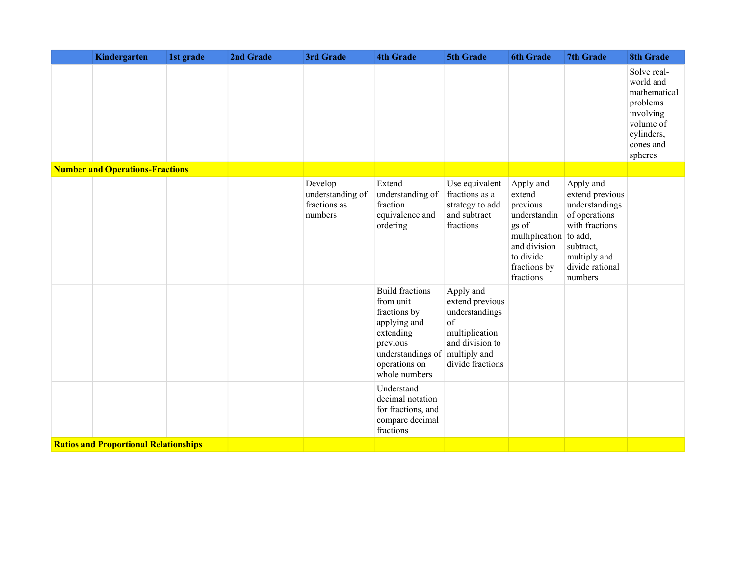| | Kindergarten | 1st grade | 2nd Grade | 3rd Grade | 4th Grade | 5th Grade | 6th Grade | 7th Grade | 8th Grade |
|---|---|---|---|---|---|---|---|---|---|
| | | | | | | | | | Solve real-world and mathematical problems involving volume of cylinders, cones and spheres |
| **Number and Operations-Fractions** | | | | | | | | | |
| | | | | Develop understanding of fractions as numbers | Extend understanding of fraction equivalence and ordering | Use equivalent fractions as a strategy to add and subtract fractions | Apply and extend previous understandings of multiplication and division to divide fractions by fractions | Apply and extend previous understandings of operations with fractions to add, subtract, multiply and divide rational numbers | |
| | | | | | Build fractions from unit fractions by applying and extending previous understandings of operations on whole numbers | Apply and extend previous understandings of multiplication and division to multiply and divide fractions | | | |
| | | | | | Understand decimal notation for fractions, and compare decimal fractions | | | | |
| **Ratios and Proportional Relationships** | | | | | | | | | |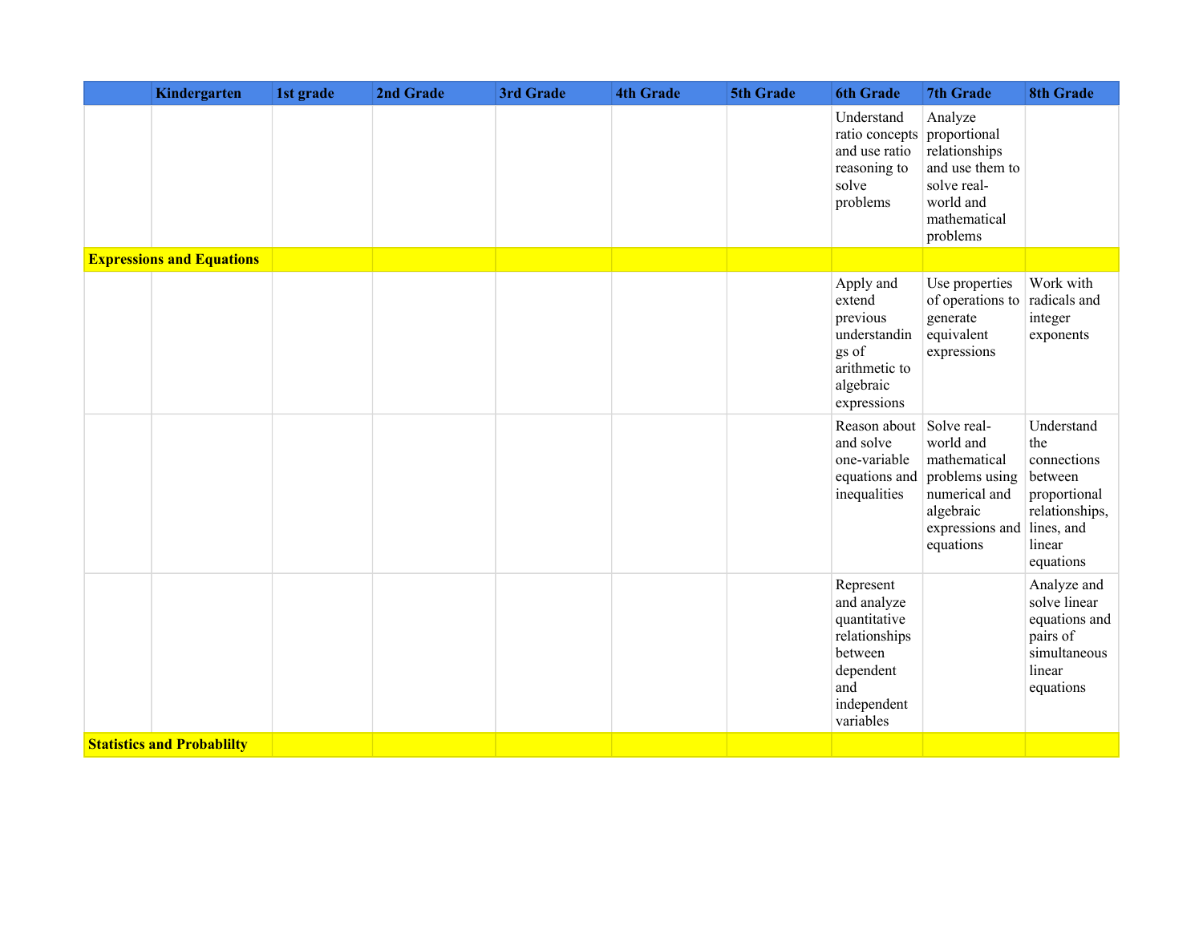| | Kindergarten | 1st grade | 2nd Grade | 3rd Grade | 4th Grade | 5th Grade | 6th Grade | 7th Grade | 8th Grade |
|---|---|---|---|---|---|---|---|---|---|
| | | | | | | | Understand ratio concepts and use ratio reasoning to solve problems | Analyze proportional relationships and use them to solve real-world and mathematical problems | |
| **Expressions and Equations** | | | | | | | | | |
| | | | | | | | Apply and extend previous understandings of arithmetic to algebraic expressions | Use properties of operations to generate equivalent expressions | Work with radicals and integer exponents |
| | | | | | | | Reason about and solve one-variable equations and inequalities | Solve real-world and mathematical problems using numerical and algebraic expressions and equations | Understand the connections between proportional relationships, lines, and linear equations |
| | | | | | | | Represent and analyze quantitative relationships between dependent and independent variables | | Analyze and solve linear equations and pairs of simultaneous linear equations |
| **Statistics and Probablilty** | | | | | | | | | |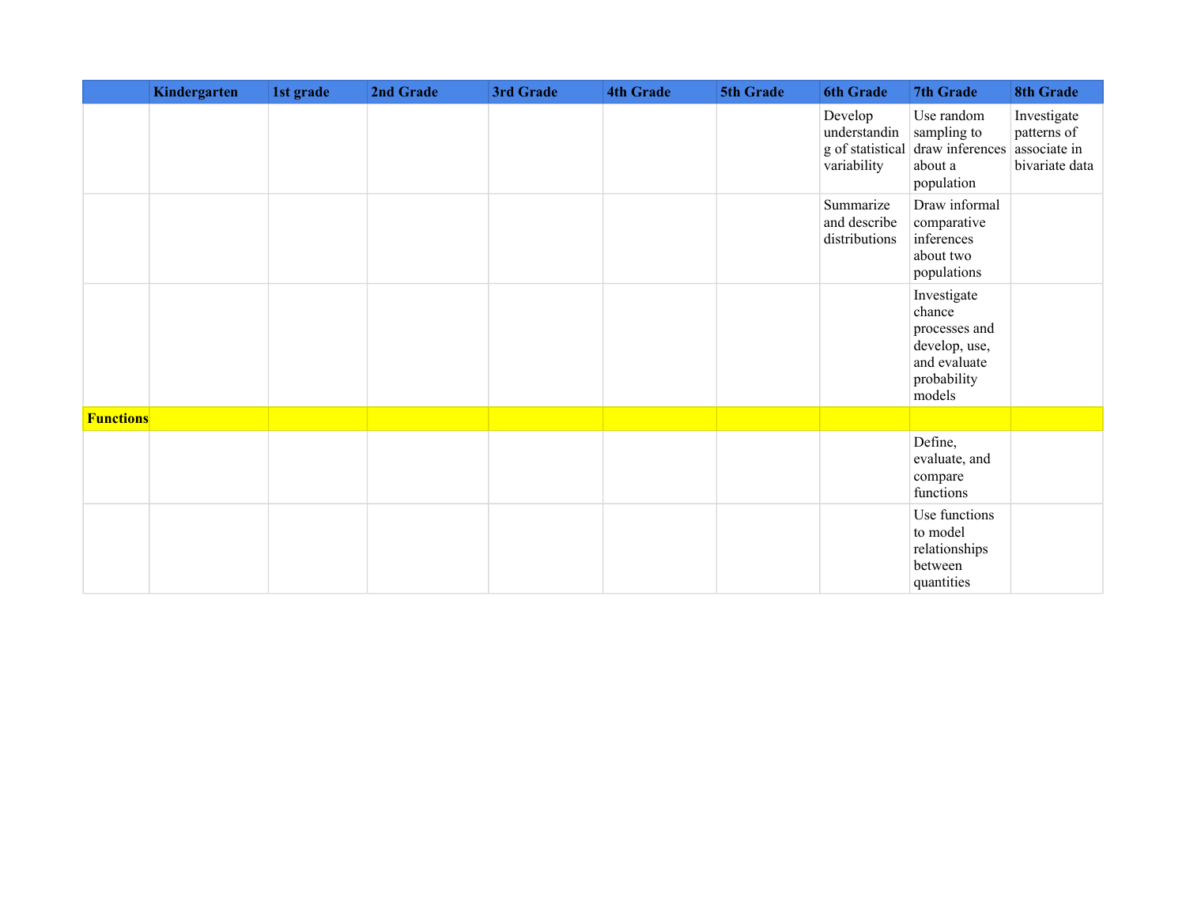| | Kindergarten | 1st grade | 2nd Grade | 3rd Grade | 4th Grade | 5th Grade | 6th Grade | 7th Grade | 8th Grade |
|---|---|---|---|---|---|---|---|---|---|
| | | | | | | | Develop understanding of statistical variability | Use random sampling to draw inferences about a population | Investigate patterns of associate in bivariate data |
| | | | | | | | Summarize and describe distributions | Draw informal comparative inferences about two populations | |
| | | | | | | | | Investigate chance processes and develop, use, and evaluate probability models | |
| **Functions** | | | | | | | | | |
| | | | | | | | | Define, evaluate, and compare functions | |
| | | | | | | | | Use functions to model relationships between quantities | |